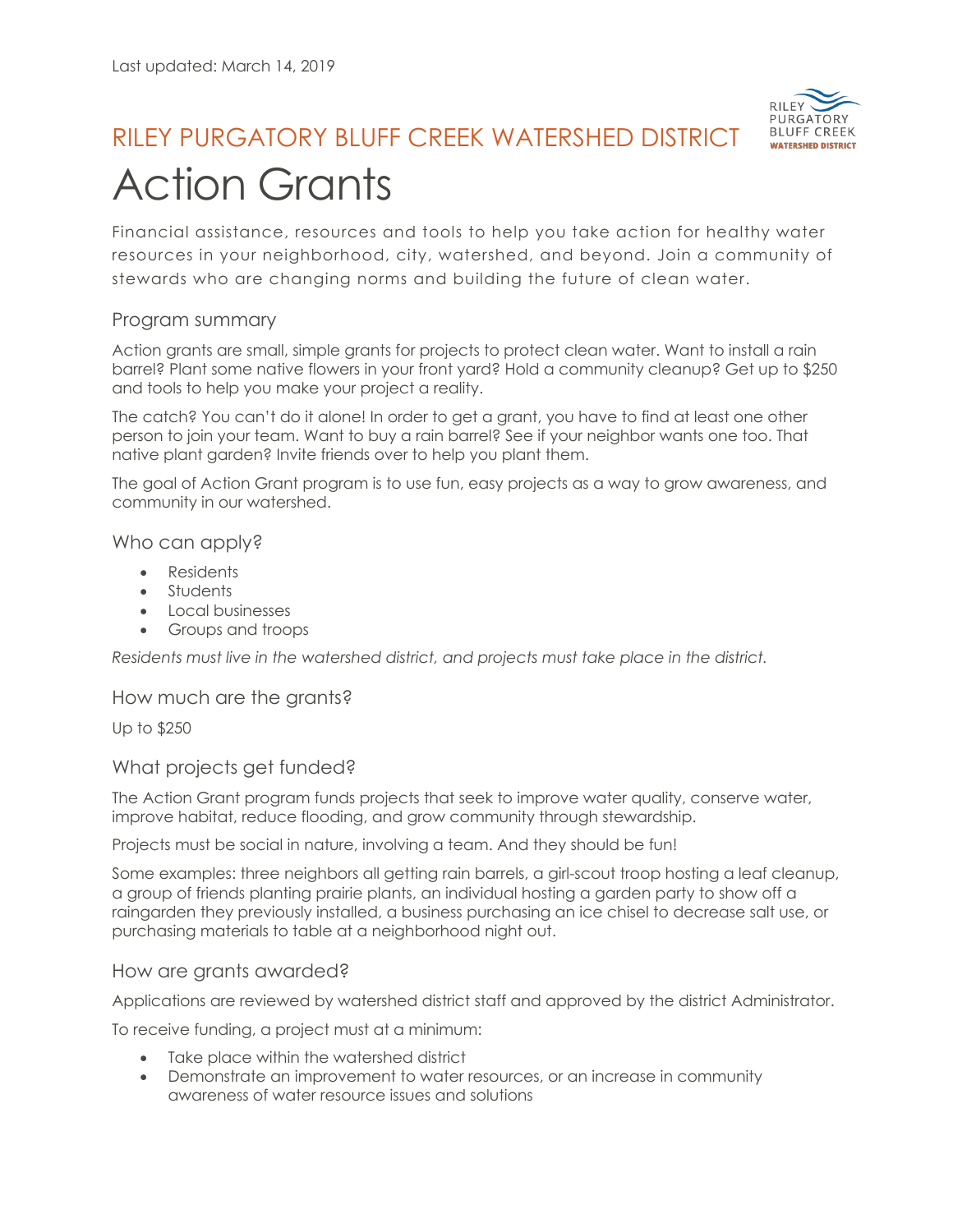Last updated: March 14, 2019

RILEY PURGATORY BLUFF CREEK WATERSHED DISTRICT

# Action Grants

Financial assistance, resources and tools to help you take action for healthy water resources in your neighborhood, city, watershed, and beyond. Join a community of stewards who are changing norms and building the future of clean water.

## Program summary

Action grants are small, simple grants for projects to protect clean water. Want to install a rain barrel? Plant some native flowers in your front yard? Hold a community cleanup? Get up to $250 and tools to help you make your project a reality.

The catch? You can't do it alone! In order to get a grant, you have to find at least one other person to join your team. Want to buy a rain barrel? See if your neighbor wants one too. That native plant garden? Invite friends over to help you plant them.

The goal of Action Grant program is to use fun, easy projects as a way to grow awareness, and community in our watershed.

## Who can apply?

- Residents
- Students
- Local businesses
- Groups and troops

*Residents must live in the watershed district, and projects must take place in the district.*

## How much are the grants?

Up to $250

## What projects get funded?

The Action Grant program funds projects that seek to improve water quality, conserve water, improve habitat, reduce flooding, and grow community through stewardship.

Projects must be social in nature, involving a team. And they should be fun!

Some examples: three neighbors all getting rain barrels, a girl-scout troop hosting a leaf cleanup, a group of friends planting prairie plants, an individual hosting a garden party to show off a raingarden they previously installed, a business purchasing an ice chisel to decrease salt use, or purchasing materials to table at a neighborhood night out.

## How are grants awarded?

Applications are reviewed by watershed district staff and approved by the district Administrator.

To receive funding, a project must at a minimum:

- Take place within the watershed district
- Demonstrate an improvement to water resources, or an increase in community awareness of water resource issues and solutions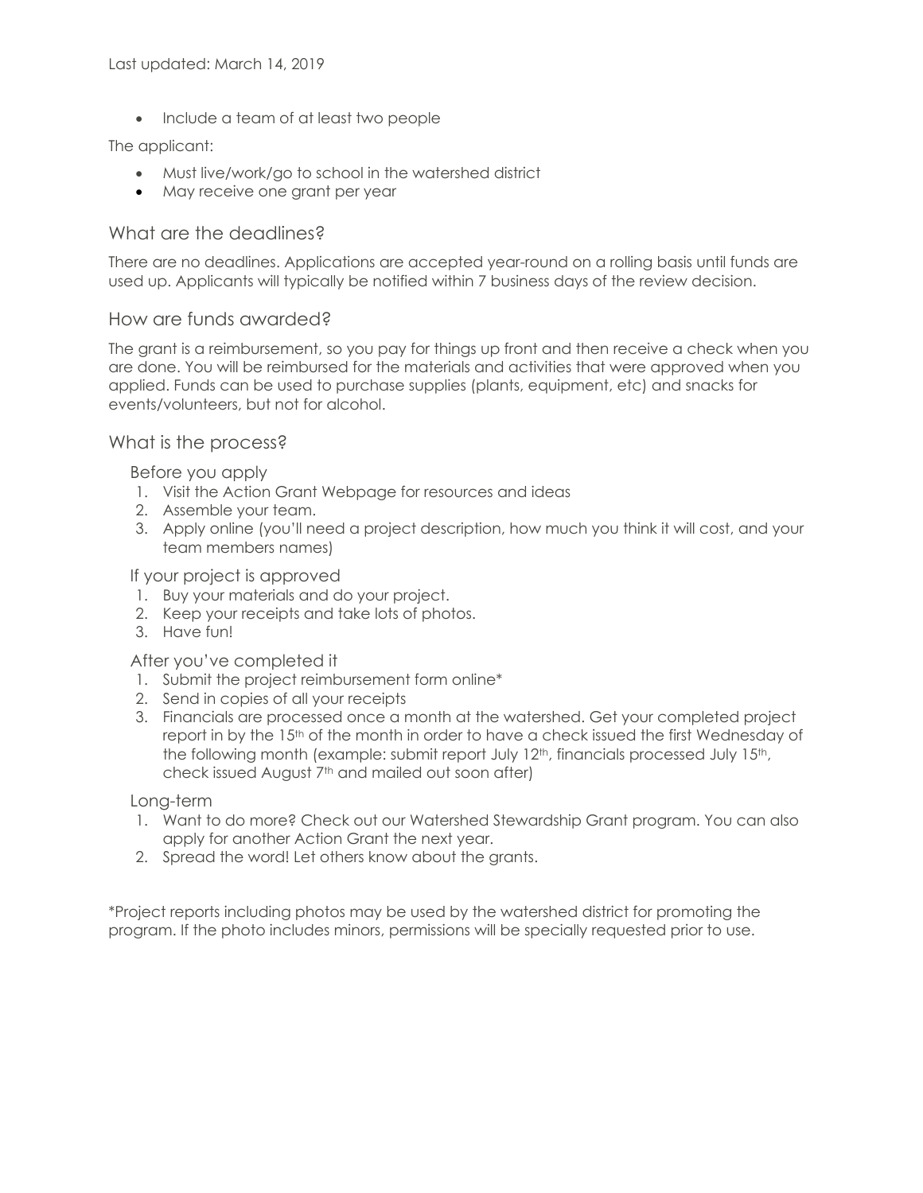Last updated: March 14, 2019

- Include a team of at least two people

The applicant:

- Must live/work/go to school in the watershed district
- May receive one grant per year

## What are the deadlines?

There are no deadlines. Applications are accepted year-round on a rolling basis until funds are used up. Applicants will typically be notified within 7 business days of the review decision.

## How are funds awarded?

The grant is a reimbursement, so you pay for things up front and then receive a check when you are done. You will be reimbursed for the materials and activities that were approved when you applied. Funds can be used to purchase supplies (plants, equipment, etc) and snacks for events/volunteers, but not for alcohol.

## What is the process?

### Before you apply

1. Visit the Action Grant Webpage for resources and ideas
2. Assemble your team.
3. Apply online (you'll need a project description, how much you think it will cost, and your team members names)

### If your project is approved

1. Buy your materials and do your project.
2. Keep your receipts and take lots of photos.
3. Have fun!

### After you've completed it

1. Submit the project reimbursement form online*
2. Send in copies of all your receipts
3. Financials are processed once a month at the watershed. Get your completed project report in by the 15th of the month in order to have a check issued the first Wednesday of the following month (example: submit report July 12th, financials processed July 15th, check issued August 7th and mailed out soon after)

### Long-term

1. Want to do more? Check out our Watershed Stewardship Grant program. You can also apply for another Action Grant the next year.
2. Spread the word! Let others know about the grants.

*Project reports including photos may be used by the watershed district for promoting the program. If the photo includes minors, permissions will be specially requested prior to use.